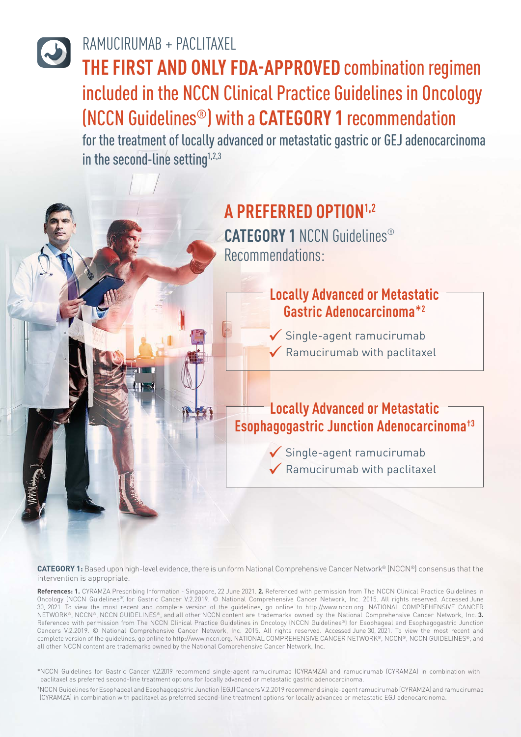RAMUCIRUMAB + PACLITAXEL

# **THE FIRST AND ONLY FDA-APPROVED** combination regimen included in the NCCN Clinical Practice Guidelines in Oncology (NCCN Guidelines®) with a **CATEGORY 1** recommendation

for the treatment of locally advanced or metastatic gastric or GEJ adenocarcinoma in the second-line setting[1,2,3]

## A PREFERRED OPTION[1,2]

**CATEGORY 1** NCCN Guidelines® Recommendations:

### Locally Advanced or Metastatic Gastric Adenocarcinoma*[2]

- ✓ Single-agent ramucirumab
- ✓ Ramucirumab with paclitaxel

### Locally Advanced or Metastatic Esophagogastric Junction Adenocarcinoma†[3]

- ✓ Single-agent ramucirumab
- ✓ Ramucirumab with paclitaxel

**CATEGORY 1:** Based upon high-level evidence, there is uniform National Comprehensive Cancer Network® (NCCN®) consensus that the intervention is appropriate.

**References: 1.** CYRAMZA Prescribing Information - Singapore, 22 June 2021. **2.** Referenced with permission from The NCCN Clinical Practice Guidelines in Oncology (NCCN Guidelines®) for Gastric Cancer V.2.2019. © National Comprehensive Cancer Network, Inc. 2015. All rights reserved. Accessed June 30, 2021. To view the most recent and complete version of the guidelines, go online to http://www.nccn.org. NATIONAL COMPREHENSIVE CANCER NETWORK®, NCCN®, NCCN GUIDELINES®, and all other NCCN content are trademarks owned by the National Comprehensive Cancer Network, Inc. **3.** Referenced with permission from The NCCN Clinical Practice Guidelines in Oncology (NCCN Guidelines®) for Esophageal and Esophagogastric Junction Cancers V.2.2019. © National Comprehensive Cancer Network, Inc. 2015. All rights reserved. Accessed June 30, 2021. To view the most recent and complete version of the guidelines, go online to http://www.nccn.org. NATIONAL COMPREHENSIVE CANCER NETWORK®, NCCN®, NCCN GUIDELINES®, and all other NCCN content are trademarks owned by the National Comprehensive Cancer Network, Inc.

*NCCN Guidelines for Gastric Cancer V.2.2019 recommend single-agent ramucirumab (CYRAMZA) and ramucirumab (CYRAMZA) in combination with paclitaxel as preferred second-line treatment options for locally advanced or metastatic gastric adenocarcinoma.

†NCCN Guidelines for Esophageal and Esophagogastric Junction (EGJ) Cancers V.2.2019 recommend single-agent ramucirumab (CYRAMZA) and ramucirumab (CYRAMZA) in combination with paclitaxel as preferred second-line treatment options for locally advanced or metastatic EGJ adenocarcinoma.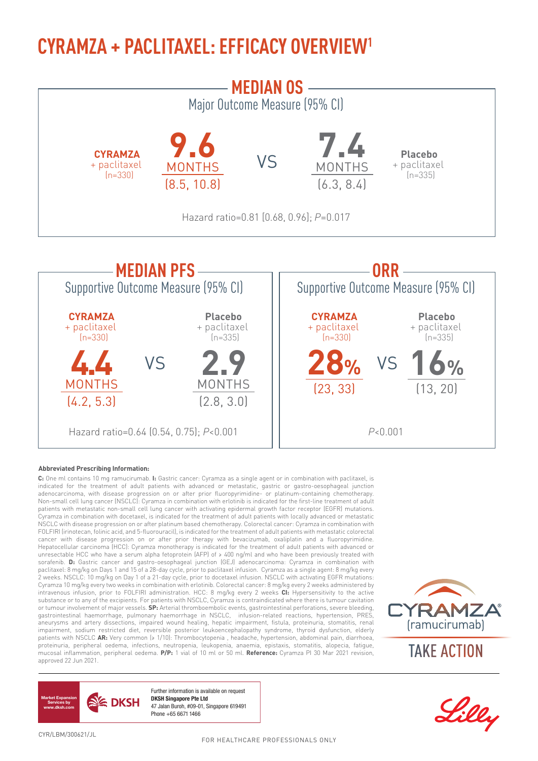# CYRAMZA + PACLITAXEL: EFFICACY OVERVIEW[1]

## MEDIAN OS

Major Outcome Measure (95% CI)

| | | | | |
|---|---|---|---|---|
| **CYRAMZA** + paclitaxel (n=330) | **9.6** MONTHS (8.5, 10.8) | VS | **7.4** MONTHS (6.3, 8.4) | **Placebo** + paclitaxel (n=335) |

Hazard ratio=0.81 [0.68, 0.96]; *P*=0.017

## MEDIAN PFS

Supportive Outcome Measure (95% CI)

| **CYRAMZA** + paclitaxel (n=330) | | **Placebo** + paclitaxel (n=335) |
|---|---|---|
| **4.4** MONTHS (4.2, 5.3) | VS | **2.9** MONTHS (2.8, 3.0) |

Hazard ratio=0.64 (0.54, 0.75); *P*<0.001

## ORR

Supportive Outcome Measure (95% CI)

| **CYRAMZA** + paclitaxel (n=330) | | **Placebo** + paclitaxel (n=335) |
|---|---|---|
| **28%** (23, 33) | VS | **16%** (13, 20) |

*P*<0.001

**Abbreviated Prescribing Information:**

**C:** One ml contains 10 mg ramucirumab. **I:** Gastric cancer: Cyramza as a single agent or in combination with paclitaxel, is indicated for the treatment of adult patients with advanced or metastatic, gastric or gastro-oesophageal junction adenocarcinoma, with disease progression on or after prior fluoropyrimidine- or platinum-containing chemotherapy. Non-small cell lung cancer (NSCLC): Cyramza in combination with erlotinib is indicated for the first-line treatment of adult patients with metastatic non-small cell lung cancer with activating epidermal growth factor receptor (EGFR) mutations. Cyramza in combination with docetaxel, is indicated for the treatment of adult patients with locally advanced or metastatic NSCLC with disease progression on or after platinum based chemotherapy. Colorectal cancer: Cyramza in combination with FOLFIRI (irinotecan, folinic acid, and 5-fluorouracil), is indicated for the treatment of adult patients with metastatic colorectal cancer with disease progression on or after prior therapy with bevacizumab, oxaliplatin and a fluoropyrimidine. Hepatocellular carcinoma (HCC): Cyramza monotherapy is indicated for the treatment of adult patients with advanced or unresectable HCC who have a serum alpha fetoprotein (AFP) of ≥ 400 ng/ml and who have been previously treated with sorafenib. **D:** Gastric cancer and gastro-oesophageal junction (GEJ) adenocarcinoma: Cyramza in combination with paclitaxel: 8 mg/kg on Days 1 and 15 of a 28-day cycle, prior to paclitaxel infusion. Cyramza as a single agent: 8 mg/kg every 2 weeks. NSCLC: 10 mg/kg on Day 1 of a 21-day cycle, prior to docetaxel infusion. NSCLC with activating EGFR mutations: Cyramza 10 mg/kg every two weeks in combination with erlotinib. Colorectal cancer: 8 mg/kg every 2 weeks administered by intravenous infusion, prior to FOLFIRI administration. HCC: 8 mg/kg every 2 weeks **CI:** Hypersensitivity to the active substance or to any of the excipients. For patients with NSCLC, Cyramza is contraindicated where there is tumour cavitation or tumour involvement of major vessels. **SP:** Arterial thromboembolic events, gastrointestinal perforations, severe bleeding, gastrointestinal haemorrhage, pulmonary haemorrhage in NSCLC, infusion-related reactions, hypertension, PRES, aneurysms and artery dissections, impaired wound healing, hepatic impairment, fistula, proteinuria, stomatitis, renal impairment, sodium restricted diet, reversible posterior leukoencephalopathy syndrome, thyroid dysfunction, elderly patients with NSCLC **AR:** Very common (≥ 1/10): Thrombocytopenia , headache, hypertension, abdominal pain, diarrhoea, proteinuria, peripheral oedema, infections, neutropenia, leukopenia, anaemia, epistaxis, stomatitis, alopecia, fatigue, mucosal inflammation, peripheral oedema. **P/P:** 1 vial of 10 ml or 50 ml. **Reference:** Cyramza PI 30 Mar 2021 revision, approved 22 Jun 2021.

CYRAMZA® (ramucirumab)

TAKE ACTION

Market Expansion Services by www.dksh.com

DKSH

Further information is available on request
**DKSH Singapore Pte Ltd**
47 Jalan Buroh, #09-01, Singapore 619491
Phone +65 6671 1466

Lilly

CYR/LBM/300621/JL

FOR HEALTHCARE PROFESSIONALS ONLY